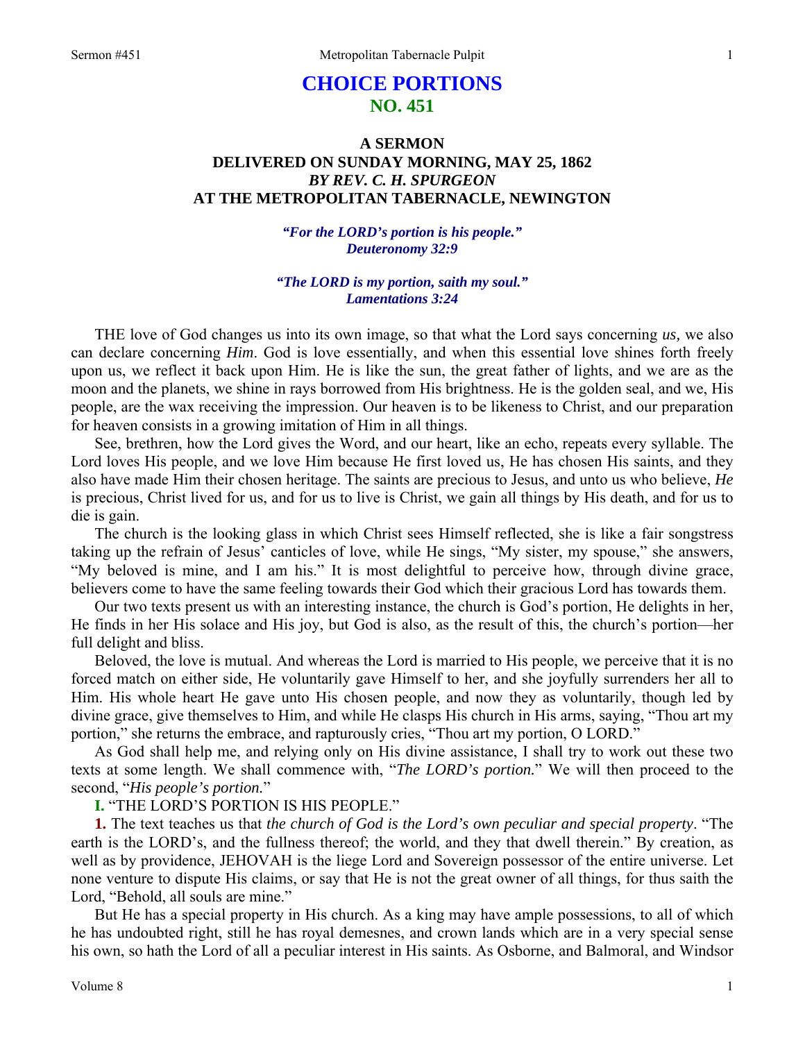# CHOICE PORTIONS
## NO. 451

### A SERMON
### DELIVERED ON SUNDAY MORNING, MAY 25, 1862
### *BY REV. C. H. SPURGEON*
### AT THE METROPOLITAN TABERNACLE, NEWINGTON

***"For the LORD's portion is his people." Deuteronomy 32:9***

***"The LORD is my portion, saith my soul." Lamentations 3:24***

THE love of God changes us into its own image, so that what the Lord says concerning *us,* we also can declare concerning *Him*. God is love essentially, and when this essential love shines forth freely upon us, we reflect it back upon Him. He is like the sun, the great father of lights, and we are as the moon and the planets, we shine in rays borrowed from His brightness. He is the golden seal, and we, His people, are the wax receiving the impression. Our heaven is to be likeness to Christ, and our preparation for heaven consists in a growing imitation of Him in all things.

See, brethren, how the Lord gives the Word, and our heart, like an echo, repeats every syllable. The Lord loves His people, and we love Him because He first loved us, He has chosen His saints, and they also have made Him their chosen heritage. The saints are precious to Jesus, and unto us who believe, *He* is precious, Christ lived for us, and for us to live is Christ, we gain all things by His death, and for us to die is gain.

The church is the looking glass in which Christ sees Himself reflected, she is like a fair songstress taking up the refrain of Jesus' canticles of love, while He sings, "My sister, my spouse," she answers, "My beloved is mine, and I am his." It is most delightful to perceive how, through divine grace, believers come to have the same feeling towards their God which their gracious Lord has towards them.

Our two texts present us with an interesting instance, the church is God's portion, He delights in her, He finds in her His solace and His joy, but God is also, as the result of this, the church's portion—her full delight and bliss.

Beloved, the love is mutual. And whereas the Lord is married to His people, we perceive that it is no forced match on either side, He voluntarily gave Himself to her, and she joyfully surrenders her all to Him. His whole heart He gave unto His chosen people, and now they as voluntarily, though led by divine grace, give themselves to Him, and while He clasps His church in His arms, saying, "Thou art my portion," she returns the embrace, and rapturously cries, "Thou art my portion, O LORD."

As God shall help me, and relying only on His divine assistance, I shall try to work out these two texts at some length. We shall commence with, "*The LORD's portion.*" We will then proceed to the second, "*His people's portion.*"

**I.** "THE LORD'S PORTION IS HIS PEOPLE."

**1.** The text teaches us that *the church of God is the Lord's own peculiar and special property*. "The earth is the LORD's, and the fullness thereof; the world, and they that dwell therein." By creation, as well as by providence, JEHOVAH is the liege Lord and Sovereign possessor of the entire universe. Let none venture to dispute His claims, or say that He is not the great owner of all things, for thus saith the Lord, "Behold, all souls are mine."

But He has a special property in His church. As a king may have ample possessions, to all of which he has undoubted right, still he has royal demesnes, and crown lands which are in a very special sense his own, so hath the Lord of all a peculiar interest in His saints. As Osborne, and Balmoral, and Windsor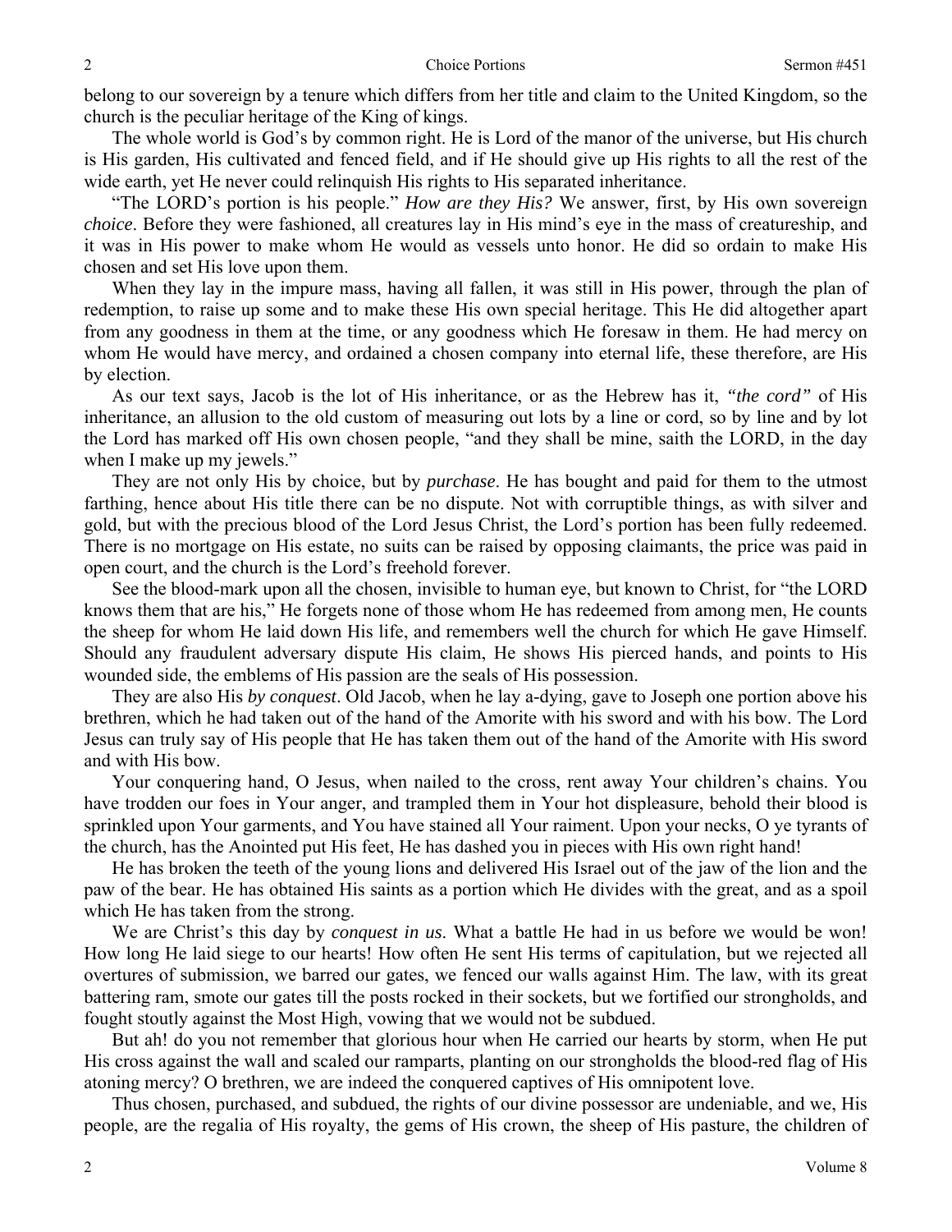belong to our sovereign by a tenure which differs from her title and claim to the United Kingdom, so the church is the peculiar heritage of the King of kings.

The whole world is God's by common right. He is Lord of the manor of the universe, but His church is His garden, His cultivated and fenced field, and if He should give up His rights to all the rest of the wide earth, yet He never could relinquish His rights to His separated inheritance.

"The LORD's portion is his people." *How are they His?* We answer, first, by His own sovereign *choice*. Before they were fashioned, all creatures lay in His mind's eye in the mass of creatureship, and it was in His power to make whom He would as vessels unto honor. He did so ordain to make His chosen and set His love upon them.

When they lay in the impure mass, having all fallen, it was still in His power, through the plan of redemption, to raise up some and to make these His own special heritage. This He did altogether apart from any goodness in them at the time, or any goodness which He foresaw in them. He had mercy on whom He would have mercy, and ordained a chosen company into eternal life, these therefore, are His by election.

As our text says, Jacob is the lot of His inheritance, or as the Hebrew has it, *"the cord"* of His inheritance, an allusion to the old custom of measuring out lots by a line or cord, so by line and by lot the Lord has marked off His own chosen people, "and they shall be mine, saith the LORD, in the day when I make up my jewels."

They are not only His by choice, but by *purchase*. He has bought and paid for them to the utmost farthing, hence about His title there can be no dispute. Not with corruptible things, as with silver and gold, but with the precious blood of the Lord Jesus Christ, the Lord's portion has been fully redeemed. There is no mortgage on His estate, no suits can be raised by opposing claimants, the price was paid in open court, and the church is the Lord's freehold forever.

See the blood-mark upon all the chosen, invisible to human eye, but known to Christ, for "the LORD knows them that are his," He forgets none of those whom He has redeemed from among men, He counts the sheep for whom He laid down His life, and remembers well the church for which He gave Himself. Should any fraudulent adversary dispute His claim, He shows His pierced hands, and points to His wounded side, the emblems of His passion are the seals of His possession.

They are also His *by conquest*. Old Jacob, when he lay a-dying, gave to Joseph one portion above his brethren, which he had taken out of the hand of the Amorite with his sword and with his bow. The Lord Jesus can truly say of His people that He has taken them out of the hand of the Amorite with His sword and with His bow.

Your conquering hand, O Jesus, when nailed to the cross, rent away Your children's chains. You have trodden our foes in Your anger, and trampled them in Your hot displeasure, behold their blood is sprinkled upon Your garments, and You have stained all Your raiment. Upon your necks, O ye tyrants of the church, has the Anointed put His feet, He has dashed you in pieces with His own right hand!

He has broken the teeth of the young lions and delivered His Israel out of the jaw of the lion and the paw of the bear. He has obtained His saints as a portion which He divides with the great, and as a spoil which He has taken from the strong.

We are Christ's this day by *conquest in us*. What a battle He had in us before we would be won! How long He laid siege to our hearts! How often He sent His terms of capitulation, but we rejected all overtures of submission, we barred our gates, we fenced our walls against Him. The law, with its great battering ram, smote our gates till the posts rocked in their sockets, but we fortified our strongholds, and fought stoutly against the Most High, vowing that we would not be subdued.

But ah! do you not remember that glorious hour when He carried our hearts by storm, when He put His cross against the wall and scaled our ramparts, planting on our strongholds the blood-red flag of His atoning mercy? O brethren, we are indeed the conquered captives of His omnipotent love.

Thus chosen, purchased, and subdued, the rights of our divine possessor are undeniable, and we, His people, are the regalia of His royalty, the gems of His crown, the sheep of His pasture, the children of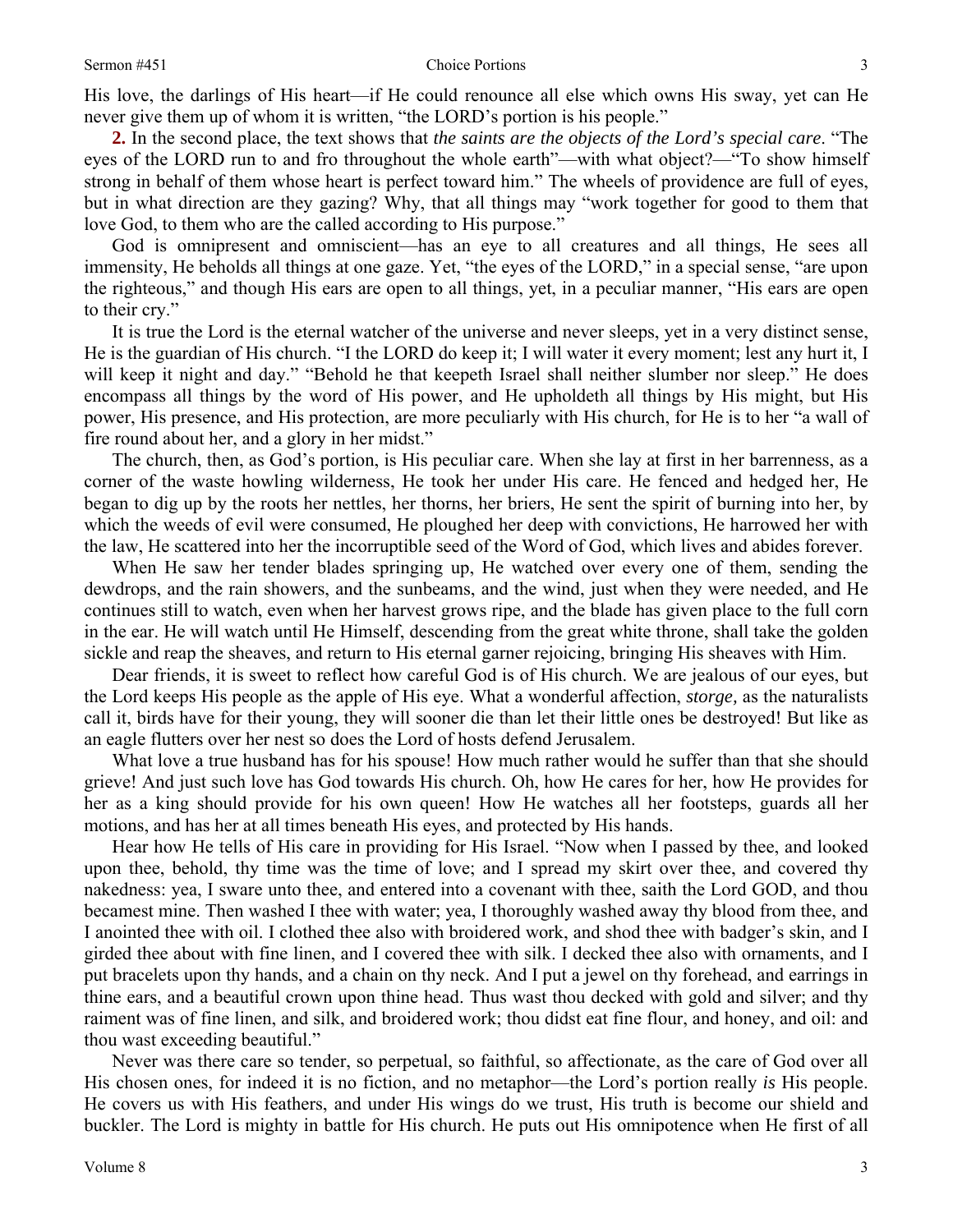His love, the darlings of His heart—if He could renounce all else which owns His sway, yet can He never give them up of whom it is written, "the LORD's portion is his people."

**2.** In the second place, the text shows that *the saints are the objects of the Lord's special care*. "The eyes of the LORD run to and fro throughout the whole earth"—with what object?—"To show himself strong in behalf of them whose heart is perfect toward him." The wheels of providence are full of eyes, but in what direction are they gazing? Why, that all things may "work together for good to them that love God, to them who are the called according to His purpose."

God is omnipresent and omniscient—has an eye to all creatures and all things, He sees all immensity, He beholds all things at one gaze. Yet, "the eyes of the LORD," in a special sense, "are upon the righteous," and though His ears are open to all things, yet, in a peculiar manner, "His ears are open to their cry."

It is true the Lord is the eternal watcher of the universe and never sleeps, yet in a very distinct sense, He is the guardian of His church. "I the LORD do keep it; I will water it every moment; lest any hurt it, I will keep it night and day." "Behold he that keepeth Israel shall neither slumber nor sleep." He does encompass all things by the word of His power, and He upholdeth all things by His might, but His power, His presence, and His protection, are more peculiarly with His church, for He is to her "a wall of fire round about her, and a glory in her midst."

The church, then, as God's portion, is His peculiar care. When she lay at first in her barrenness, as a corner of the waste howling wilderness, He took her under His care. He fenced and hedged her, He began to dig up by the roots her nettles, her thorns, her briers, He sent the spirit of burning into her, by which the weeds of evil were consumed, He ploughed her deep with convictions, He harrowed her with the law, He scattered into her the incorruptible seed of the Word of God, which lives and abides forever.

When He saw her tender blades springing up, He watched over every one of them, sending the dewdrops, and the rain showers, and the sunbeams, and the wind, just when they were needed, and He continues still to watch, even when her harvest grows ripe, and the blade has given place to the full corn in the ear. He will watch until He Himself, descending from the great white throne, shall take the golden sickle and reap the sheaves, and return to His eternal garner rejoicing, bringing His sheaves with Him.

Dear friends, it is sweet to reflect how careful God is of His church. We are jealous of our eyes, but the Lord keeps His people as the apple of His eye. What a wonderful affection, *storge,* as the naturalists call it, birds have for their young, they will sooner die than let their little ones be destroyed! But like as an eagle flutters over her nest so does the Lord of hosts defend Jerusalem.

What love a true husband has for his spouse! How much rather would he suffer than that she should grieve! And just such love has God towards His church. Oh, how He cares for her, how He provides for her as a king should provide for his own queen! How He watches all her footsteps, guards all her motions, and has her at all times beneath His eyes, and protected by His hands.

Hear how He tells of His care in providing for His Israel. "Now when I passed by thee, and looked upon thee, behold, thy time was the time of love; and I spread my skirt over thee, and covered thy nakedness: yea, I sware unto thee, and entered into a covenant with thee, saith the Lord GOD, and thou becamest mine. Then washed I thee with water; yea, I thoroughly washed away thy blood from thee, and I anointed thee with oil. I clothed thee also with broidered work, and shod thee with badger's skin, and I girded thee about with fine linen, and I covered thee with silk. I decked thee also with ornaments, and I put bracelets upon thy hands, and a chain on thy neck. And I put a jewel on thy forehead, and earrings in thine ears, and a beautiful crown upon thine head. Thus wast thou decked with gold and silver; and thy raiment was of fine linen, and silk, and broidered work; thou didst eat fine flour, and honey, and oil: and thou wast exceeding beautiful."

Never was there care so tender, so perpetual, so faithful, so affectionate, as the care of God over all His chosen ones, for indeed it is no fiction, and no metaphor—the Lord's portion really *is* His people. He covers us with His feathers, and under His wings do we trust, His truth is become our shield and buckler. The Lord is mighty in battle for His church. He puts out His omnipotence when He first of all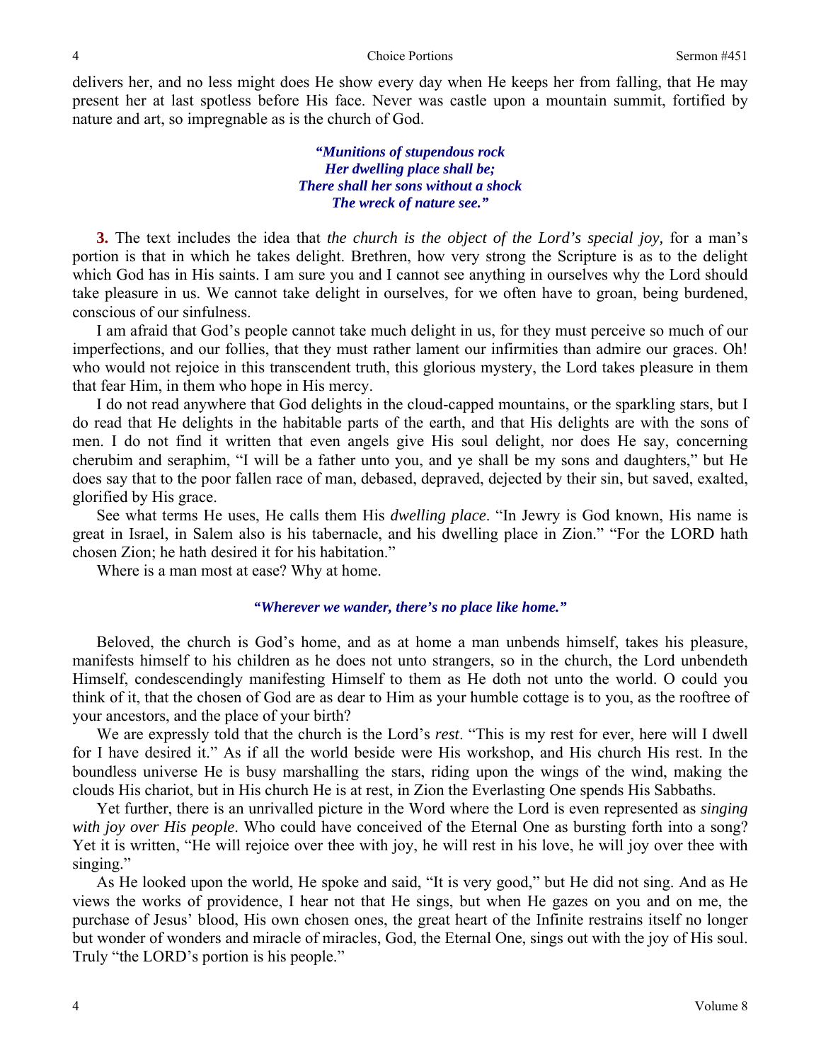delivers her, and no less might does He show every day when He keeps her from falling, that He may present her at last spotless before His face. Never was castle upon a mountain summit, fortified by nature and art, so impregnable as is the church of God.

> ***"Munitions of stupendous rock***
> ***Her dwelling place shall be;***
> ***There shall her sons without a shock***
> ***The wreck of nature see."***

**3.** The text includes the idea that *the church is the object of the Lord's special joy,* for a man's portion is that in which he takes delight. Brethren, how very strong the Scripture is as to the delight which God has in His saints. I am sure you and I cannot see anything in ourselves why the Lord should take pleasure in us. We cannot take delight in ourselves, for we often have to groan, being burdened, conscious of our sinfulness.

I am afraid that God's people cannot take much delight in us, for they must perceive so much of our imperfections, and our follies, that they must rather lament our infirmities than admire our graces. Oh! who would not rejoice in this transcendent truth, this glorious mystery, the Lord takes pleasure in them that fear Him, in them who hope in His mercy.

I do not read anywhere that God delights in the cloud-capped mountains, or the sparkling stars, but I do read that He delights in the habitable parts of the earth, and that His delights are with the sons of men. I do not find it written that even angels give His soul delight, nor does He say, concerning cherubim and seraphim, "I will be a father unto you, and ye shall be my sons and daughters," but He does say that to the poor fallen race of man, debased, depraved, dejected by their sin, but saved, exalted, glorified by His grace.

See what terms He uses, He calls them His *dwelling place*. "In Jewry is God known, His name is great in Israel, in Salem also is his tabernacle, and his dwelling place in Zion." "For the LORD hath chosen Zion; he hath desired it for his habitation."

Where is a man most at ease? Why at home.

> ***"Wherever we wander, there's no place like home."***

Beloved, the church is God's home, and as at home a man unbends himself, takes his pleasure, manifests himself to his children as he does not unto strangers, so in the church, the Lord unbendeth Himself, condescendingly manifesting Himself to them as He doth not unto the world. O could you think of it, that the chosen of God are as dear to Him as your humble cottage is to you, as the rooftree of your ancestors, and the place of your birth?

We are expressly told that the church is the Lord's *rest*. "This is my rest for ever, here will I dwell for I have desired it." As if all the world beside were His workshop, and His church His rest. In the boundless universe He is busy marshalling the stars, riding upon the wings of the wind, making the clouds His chariot, but in His church He is at rest, in Zion the Everlasting One spends His Sabbaths.

Yet further, there is an unrivalled picture in the Word where the Lord is even represented as *singing with joy over His people*. Who could have conceived of the Eternal One as bursting forth into a song? Yet it is written, "He will rejoice over thee with joy, he will rest in his love, he will joy over thee with singing."

As He looked upon the world, He spoke and said, "It is very good," but He did not sing. And as He views the works of providence, I hear not that He sings, but when He gazes on you and on me, the purchase of Jesus' blood, His own chosen ones, the great heart of the Infinite restrains itself no longer but wonder of wonders and miracle of miracles, God, the Eternal One, sings out with the joy of His soul. Truly "the LORD's portion is his people."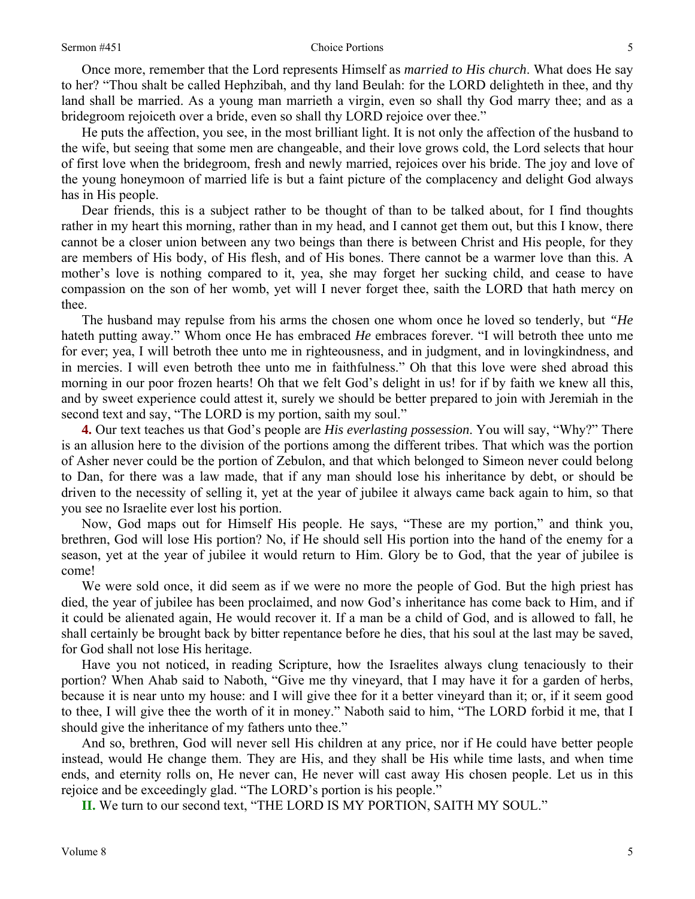Once more, remember that the Lord represents Himself as *married to His church*. What does He say to her? "Thou shalt be called Hephzibah, and thy land Beulah: for the LORD delighteth in thee, and thy land shall be married. As a young man marrieth a virgin, even so shall thy God marry thee; and as a bridegroom rejoiceth over a bride, even so shall thy LORD rejoice over thee."

He puts the affection, you see, in the most brilliant light. It is not only the affection of the husband to the wife, but seeing that some men are changeable, and their love grows cold, the Lord selects that hour of first love when the bridegroom, fresh and newly married, rejoices over his bride. The joy and love of the young honeymoon of married life is but a faint picture of the complacency and delight God always has in His people.

Dear friends, this is a subject rather to be thought of than to be talked about, for I find thoughts rather in my heart this morning, rather than in my head, and I cannot get them out, but this I know, there cannot be a closer union between any two beings than there is between Christ and His people, for they are members of His body, of His flesh, and of His bones. There cannot be a warmer love than this. A mother's love is nothing compared to it, yea, she may forget her sucking child, and cease to have compassion on the son of her womb, yet will I never forget thee, saith the LORD that hath mercy on thee.

The husband may repulse from his arms the chosen one whom once he loved so tenderly, but *"He* hateth putting away." Whom once He has embraced *He* embraces forever. "I will betroth thee unto me for ever; yea, I will betroth thee unto me in righteousness, and in judgment, and in lovingkindness, and in mercies. I will even betroth thee unto me in faithfulness." Oh that this love were shed abroad this morning in our poor frozen hearts! Oh that we felt God's delight in us! for if by faith we knew all this, and by sweet experience could attest it, surely we should be better prepared to join with Jeremiah in the second text and say, "The LORD is my portion, saith my soul."

**4.** Our text teaches us that God's people are *His everlasting possession*. You will say, "Why?" There is an allusion here to the division of the portions among the different tribes. That which was the portion of Asher never could be the portion of Zebulon, and that which belonged to Simeon never could belong to Dan, for there was a law made, that if any man should lose his inheritance by debt, or should be driven to the necessity of selling it, yet at the year of jubilee it always came back again to him, so that you see no Israelite ever lost his portion.

Now, God maps out for Himself His people. He says, "These are my portion," and think you, brethren, God will lose His portion? No, if He should sell His portion into the hand of the enemy for a season, yet at the year of jubilee it would return to Him. Glory be to God, that the year of jubilee is come!

We were sold once, it did seem as if we were no more the people of God. But the high priest has died, the year of jubilee has been proclaimed, and now God's inheritance has come back to Him, and if it could be alienated again, He would recover it. If a man be a child of God, and is allowed to fall, he shall certainly be brought back by bitter repentance before he dies, that his soul at the last may be saved, for God shall not lose His heritage.

Have you not noticed, in reading Scripture, how the Israelites always clung tenaciously to their portion? When Ahab said to Naboth, "Give me thy vineyard, that I may have it for a garden of herbs, because it is near unto my house: and I will give thee for it a better vineyard than it; or, if it seem good to thee, I will give thee the worth of it in money." Naboth said to him, "The LORD forbid it me, that I should give the inheritance of my fathers unto thee."

And so, brethren, God will never sell His children at any price, nor if He could have better people instead, would He change them. They are His, and they shall be His while time lasts, and when time ends, and eternity rolls on, He never can, He never will cast away His chosen people. Let us in this rejoice and be exceedingly glad. "The LORD's portion is his people."

**II.** We turn to our second text, "THE LORD IS MY PORTION, SAITH MY SOUL."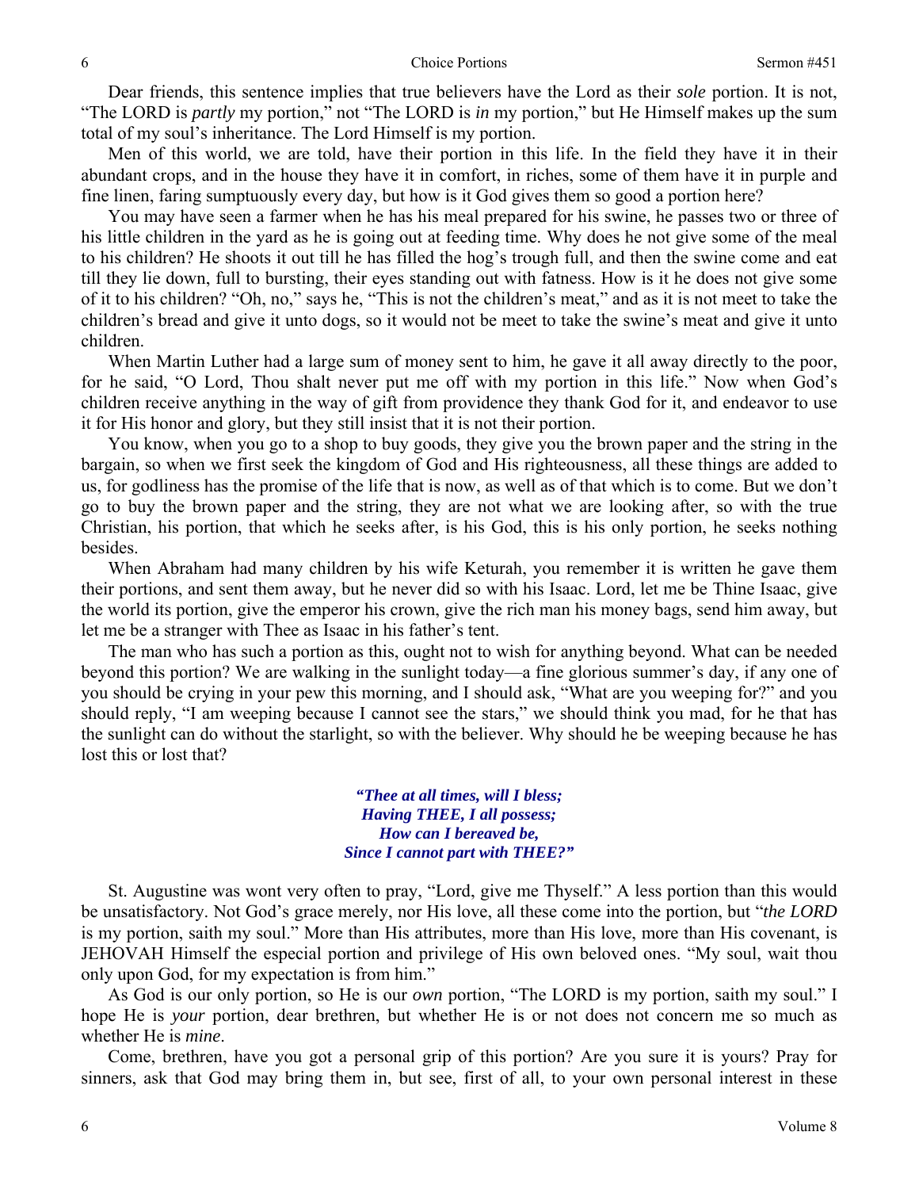Dear friends, this sentence implies that true believers have the Lord as their *sole* portion. It is not, "The LORD is *partly* my portion," not "The LORD is *in* my portion," but He Himself makes up the sum total of my soul's inheritance. The Lord Himself is my portion.

Men of this world, we are told, have their portion in this life. In the field they have it in their abundant crops, and in the house they have it in comfort, in riches, some of them have it in purple and fine linen, faring sumptuously every day, but how is it God gives them so good a portion here?

You may have seen a farmer when he has his meal prepared for his swine, he passes two or three of his little children in the yard as he is going out at feeding time. Why does he not give some of the meal to his children? He shoots it out till he has filled the hog's trough full, and then the swine come and eat till they lie down, full to bursting, their eyes standing out with fatness. How is it he does not give some of it to his children? "Oh, no," says he, "This is not the children's meat," and as it is not meet to take the children's bread and give it unto dogs, so it would not be meet to take the swine's meat and give it unto children.

When Martin Luther had a large sum of money sent to him, he gave it all away directly to the poor, for he said, "O Lord, Thou shalt never put me off with my portion in this life." Now when God's children receive anything in the way of gift from providence they thank God for it, and endeavor to use it for His honor and glory, but they still insist that it is not their portion.

You know, when you go to a shop to buy goods, they give you the brown paper and the string in the bargain, so when we first seek the kingdom of God and His righteousness, all these things are added to us, for godliness has the promise of the life that is now, as well as of that which is to come. But we don't go to buy the brown paper and the string, they are not what we are looking after, so with the true Christian, his portion, that which he seeks after, is his God, this is his only portion, he seeks nothing besides.

When Abraham had many children by his wife Keturah, you remember it is written he gave them their portions, and sent them away, but he never did so with his Isaac. Lord, let me be Thine Isaac, give the world its portion, give the emperor his crown, give the rich man his money bags, send him away, but let me be a stranger with Thee as Isaac in his father's tent.

The man who has such a portion as this, ought not to wish for anything beyond. What can be needed beyond this portion? We are walking in the sunlight today—a fine glorious summer's day, if any one of you should be crying in your pew this morning, and I should ask, "What are you weeping for?" and you should reply, "I am weeping because I cannot see the stars," we should think you mad, for he that has the sunlight can do without the starlight, so with the believer. Why should he be weeping because he has lost this or lost that?

> ***"Thee at all times, will I bless;***
> ***Having THEE, I all possess;***
> ***How can I bereaved be,***
> ***Since I cannot part with THEE?"***

St. Augustine was wont very often to pray, "Lord, give me Thyself." A less portion than this would be unsatisfactory. Not God's grace merely, nor His love, all these come into the portion, but "*the LORD* is my portion, saith my soul." More than His attributes, more than His love, more than His covenant, is JEHOVAH Himself the especial portion and privilege of His own beloved ones. "My soul, wait thou only upon God, for my expectation is from him."

As God is our only portion, so He is our *own* portion, "The LORD is my portion, saith my soul." I hope He is *your* portion, dear brethren, but whether He is or not does not concern me so much as whether He is *mine*.

Come, brethren, have you got a personal grip of this portion? Are you sure it is yours? Pray for sinners, ask that God may bring them in, but see, first of all, to your own personal interest in these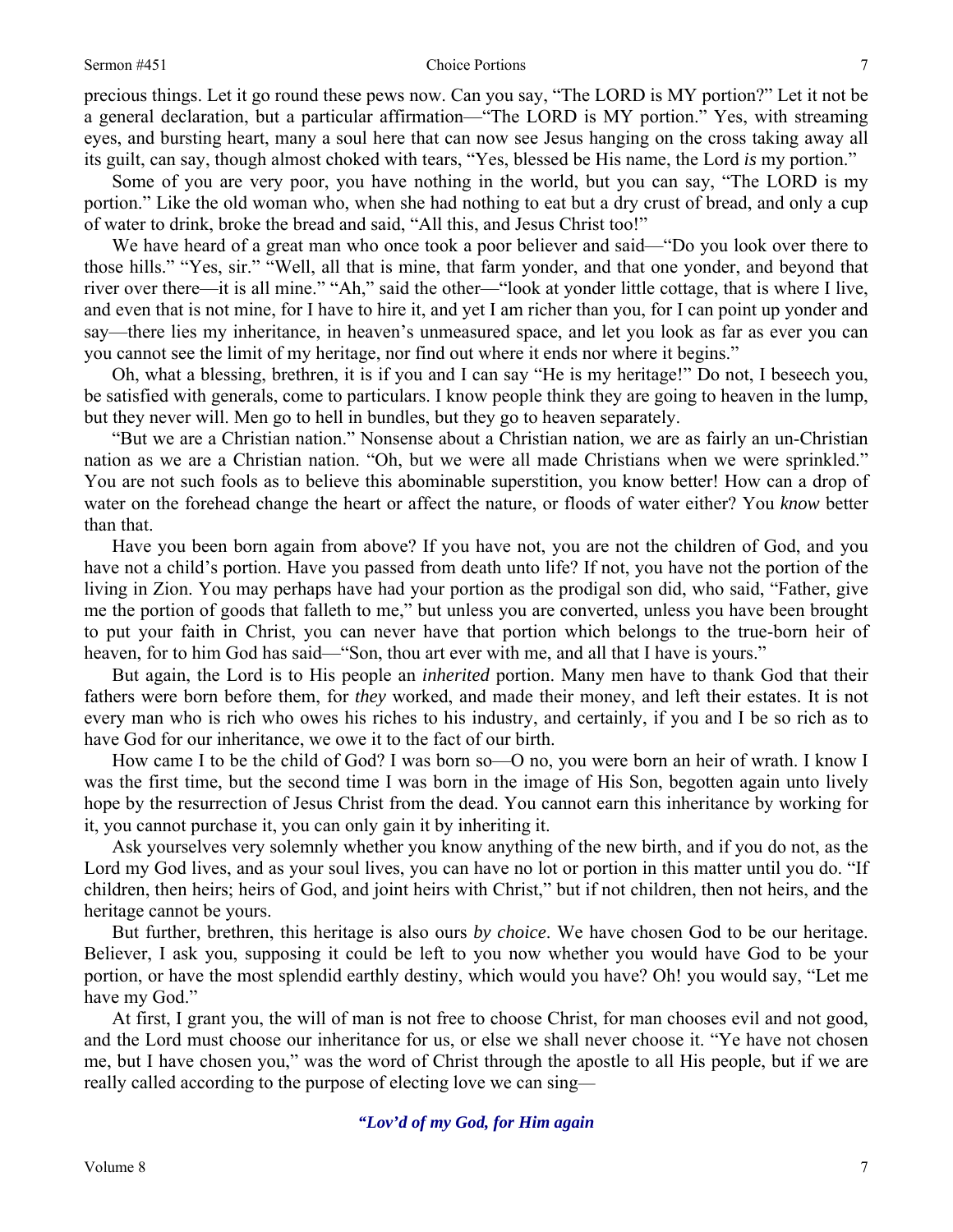precious things. Let it go round these pews now. Can you say, "The LORD is MY portion?" Let it not be a general declaration, but a particular affirmation—"The LORD is MY portion." Yes, with streaming eyes, and bursting heart, many a soul here that can now see Jesus hanging on the cross taking away all its guilt, can say, though almost choked with tears, "Yes, blessed be His name, the Lord *is* my portion."

Some of you are very poor, you have nothing in the world, but you can say, "The LORD is my portion." Like the old woman who, when she had nothing to eat but a dry crust of bread, and only a cup of water to drink, broke the bread and said, "All this, and Jesus Christ too!"

We have heard of a great man who once took a poor believer and said—"Do you look over there to those hills." "Yes, sir." "Well, all that is mine, that farm yonder, and that one yonder, and beyond that river over there—it is all mine." "Ah," said the other—"look at yonder little cottage, that is where I live, and even that is not mine, for I have to hire it, and yet I am richer than you, for I can point up yonder and say—there lies my inheritance, in heaven's unmeasured space, and let you look as far as ever you can you cannot see the limit of my heritage, nor find out where it ends nor where it begins."

Oh, what a blessing, brethren, it is if you and I can say "He is my heritage!" Do not, I beseech you, be satisfied with generals, come to particulars. I know people think they are going to heaven in the lump, but they never will. Men go to hell in bundles, but they go to heaven separately.

"But we are a Christian nation." Nonsense about a Christian nation, we are as fairly an un-Christian nation as we are a Christian nation. "Oh, but we were all made Christians when we were sprinkled." You are not such fools as to believe this abominable superstition, you know better! How can a drop of water on the forehead change the heart or affect the nature, or floods of water either? You *know* better than that.

Have you been born again from above? If you have not, you are not the children of God, and you have not a child's portion. Have you passed from death unto life? If not, you have not the portion of the living in Zion. You may perhaps have had your portion as the prodigal son did, who said, "Father, give me the portion of goods that falleth to me," but unless you are converted, unless you have been brought to put your faith in Christ, you can never have that portion which belongs to the true-born heir of heaven, for to him God has said—"Son, thou art ever with me, and all that I have is yours."

But again, the Lord is to His people an *inherited* portion. Many men have to thank God that their fathers were born before them, for *they* worked, and made their money, and left their estates. It is not every man who is rich who owes his riches to his industry, and certainly, if you and I be so rich as to have God for our inheritance, we owe it to the fact of our birth.

How came I to be the child of God? I was born so—O no, you were born an heir of wrath. I know I was the first time, but the second time I was born in the image of His Son, begotten again unto lively hope by the resurrection of Jesus Christ from the dead. You cannot earn this inheritance by working for it, you cannot purchase it, you can only gain it by inheriting it.

Ask yourselves very solemnly whether you know anything of the new birth, and if you do not, as the Lord my God lives, and as your soul lives, you can have no lot or portion in this matter until you do. "If children, then heirs; heirs of God, and joint heirs with Christ," but if not children, then not heirs, and the heritage cannot be yours.

But further, brethren, this heritage is also ours *by choice*. We have chosen God to be our heritage. Believer, I ask you, supposing it could be left to you now whether you would have God to be your portion, or have the most splendid earthly destiny, which would you have? Oh! you would say, "Let me have my God."

At first, I grant you, the will of man is not free to choose Christ, for man chooses evil and not good, and the Lord must choose our inheritance for us, or else we shall never choose it. "Ye have not chosen me, but I have chosen you," was the word of Christ through the apostle to all His people, but if we are really called according to the purpose of electing love we can sing—

*"Lov'd of my God, for Him again*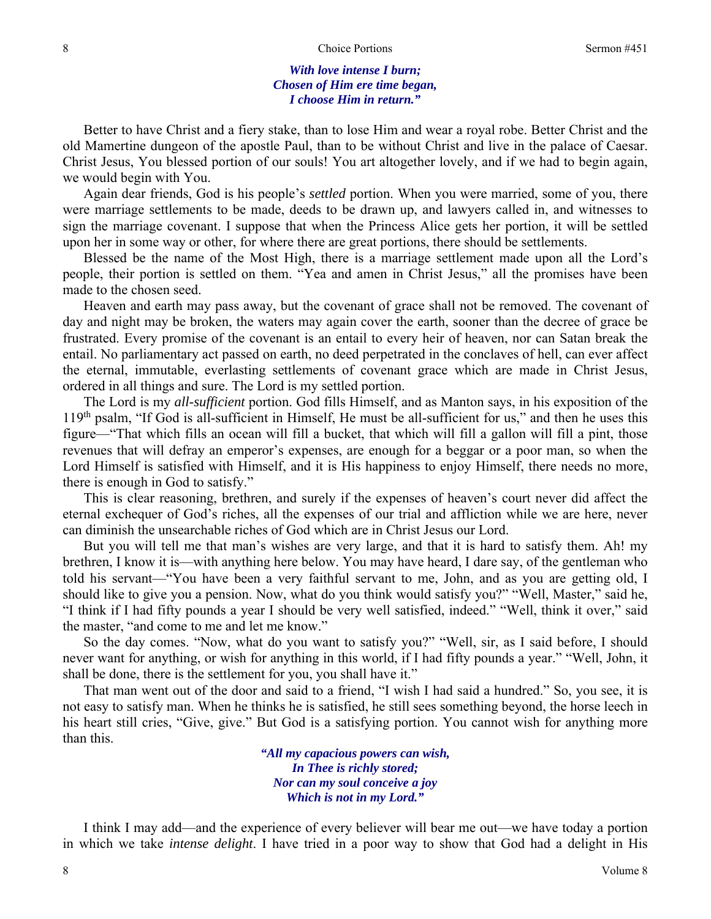*With love intense I burn;*
*Chosen of Him ere time began,*
*I choose Him in return."*

Better to have Christ and a fiery stake, than to lose Him and wear a royal robe. Better Christ and the old Mamertine dungeon of the apostle Paul, than to be without Christ and live in the palace of Caesar. Christ Jesus, You blessed portion of our souls! You art altogether lovely, and if we had to begin again, we would begin with You.

Again dear friends, God is his people's *settled* portion. When you were married, some of you, there were marriage settlements to be made, deeds to be drawn up, and lawyers called in, and witnesses to sign the marriage covenant. I suppose that when the Princess Alice gets her portion, it will be settled upon her in some way or other, for where there are great portions, there should be settlements.

Blessed be the name of the Most High, there is a marriage settlement made upon all the Lord's people, their portion is settled on them. "Yea and amen in Christ Jesus," all the promises have been made to the chosen seed.

Heaven and earth may pass away, but the covenant of grace shall not be removed. The covenant of day and night may be broken, the waters may again cover the earth, sooner than the decree of grace be frustrated. Every promise of the covenant is an entail to every heir of heaven, nor can Satan break the entail. No parliamentary act passed on earth, no deed perpetrated in the conclaves of hell, can ever affect the eternal, immutable, everlasting settlements of covenant grace which are made in Christ Jesus, ordered in all things and sure. The Lord is my settled portion.

The Lord is my *all-sufficient* portion. God fills Himself, and as Manton says, in his exposition of the 119th psalm, "If God is all-sufficient in Himself, He must be all-sufficient for us," and then he uses this figure—"That which fills an ocean will fill a bucket, that which will fill a gallon will fill a pint, those revenues that will defray an emperor's expenses, are enough for a beggar or a poor man, so when the Lord Himself is satisfied with Himself, and it is His happiness to enjoy Himself, there needs no more, there is enough in God to satisfy."

This is clear reasoning, brethren, and surely if the expenses of heaven's court never did affect the eternal exchequer of God's riches, all the expenses of our trial and affliction while we are here, never can diminish the unsearchable riches of God which are in Christ Jesus our Lord.

But you will tell me that man's wishes are very large, and that it is hard to satisfy them. Ah! my brethren, I know it is—with anything here below. You may have heard, I dare say, of the gentleman who told his servant—"You have been a very faithful servant to me, John, and as you are getting old, I should like to give you a pension. Now, what do you think would satisfy you?" "Well, Master," said he, "I think if I had fifty pounds a year I should be very well satisfied, indeed." "Well, think it over," said the master, "and come to me and let me know."

So the day comes. "Now, what do you want to satisfy you?" "Well, sir, as I said before, I should never want for anything, or wish for anything in this world, if I had fifty pounds a year." "Well, John, it shall be done, there is the settlement for you, you shall have it."

That man went out of the door and said to a friend, "I wish I had said a hundred." So, you see, it is not easy to satisfy man. When he thinks he is satisfied, he still sees something beyond, the horse leech in his heart still cries, "Give, give." But God is a satisfying portion. You cannot wish for anything more than this.

*"All my capacious powers can wish,*
*In Thee is richly stored;*
*Nor can my soul conceive a joy*
*Which is not in my Lord."*

I think I may add—and the experience of every believer will bear me out—we have today a portion in which we take *intense delight*. I have tried in a poor way to show that God had a delight in His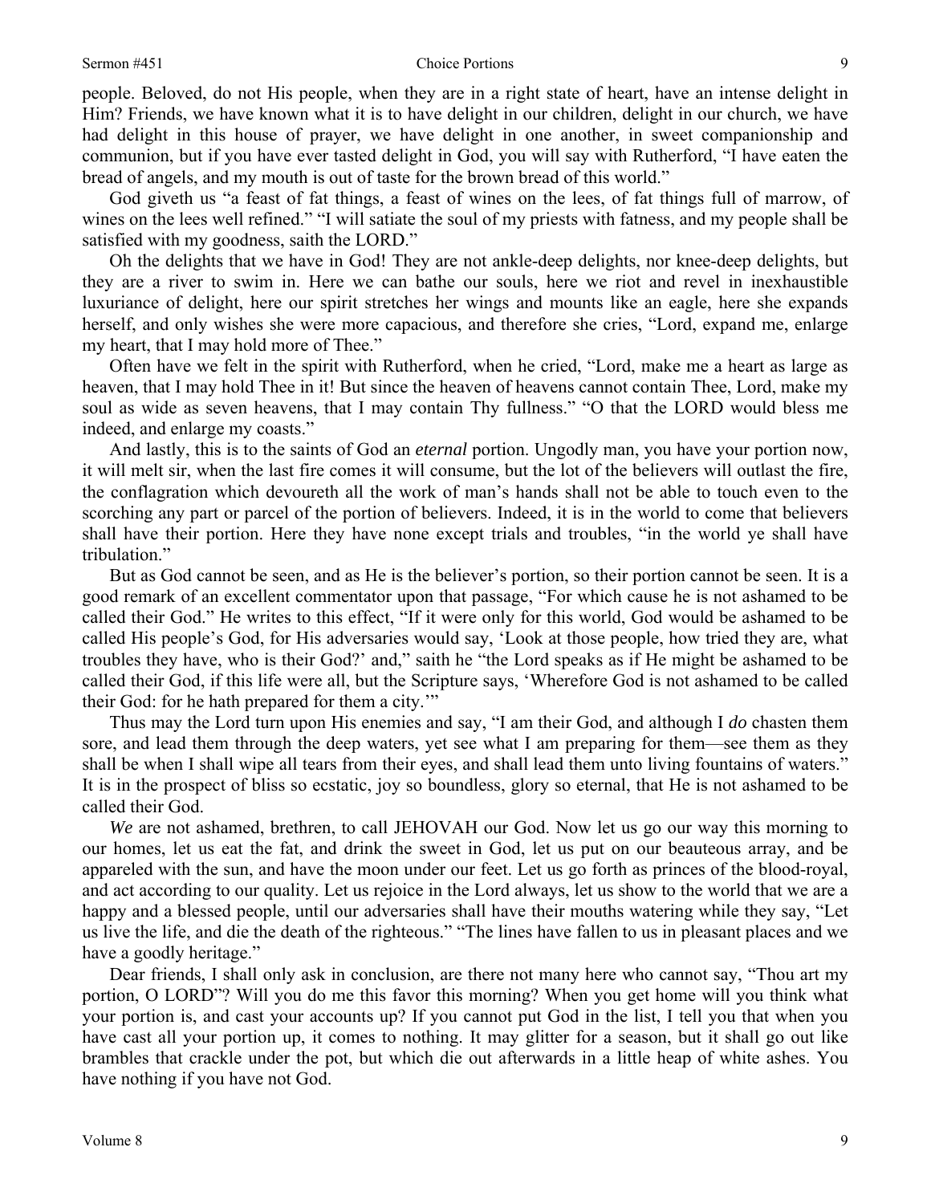people. Beloved, do not His people, when they are in a right state of heart, have an intense delight in Him? Friends, we have known what it is to have delight in our children, delight in our church, we have had delight in this house of prayer, we have delight in one another, in sweet companionship and communion, but if you have ever tasted delight in God, you will say with Rutherford, "I have eaten the bread of angels, and my mouth is out of taste for the brown bread of this world."

God giveth us "a feast of fat things, a feast of wines on the lees, of fat things full of marrow, of wines on the lees well refined." "I will satiate the soul of my priests with fatness, and my people shall be satisfied with my goodness, saith the LORD."

Oh the delights that we have in God! They are not ankle-deep delights, nor knee-deep delights, but they are a river to swim in. Here we can bathe our souls, here we riot and revel in inexhaustible luxuriance of delight, here our spirit stretches her wings and mounts like an eagle, here she expands herself, and only wishes she were more capacious, and therefore she cries, "Lord, expand me, enlarge my heart, that I may hold more of Thee."

Often have we felt in the spirit with Rutherford, when he cried, "Lord, make me a heart as large as heaven, that I may hold Thee in it! But since the heaven of heavens cannot contain Thee, Lord, make my soul as wide as seven heavens, that I may contain Thy fullness." "O that the LORD would bless me indeed, and enlarge my coasts."

And lastly, this is to the saints of God an *eternal* portion. Ungodly man, you have your portion now, it will melt sir, when the last fire comes it will consume, but the lot of the believers will outlast the fire, the conflagration which devoureth all the work of man's hands shall not be able to touch even to the scorching any part or parcel of the portion of believers. Indeed, it is in the world to come that believers shall have their portion. Here they have none except trials and troubles, "in the world ye shall have tribulation."

But as God cannot be seen, and as He is the believer's portion, so their portion cannot be seen. It is a good remark of an excellent commentator upon that passage, "For which cause he is not ashamed to be called their God." He writes to this effect, "If it were only for this world, God would be ashamed to be called His people's God, for His adversaries would say, 'Look at those people, how tried they are, what troubles they have, who is their God?' and," saith he "the Lord speaks as if He might be ashamed to be called their God, if this life were all, but the Scripture says, 'Wherefore God is not ashamed to be called their God: for he hath prepared for them a city.'"

Thus may the Lord turn upon His enemies and say, "I am their God, and although I *do* chasten them sore, and lead them through the deep waters, yet see what I am preparing for them—see them as they shall be when I shall wipe all tears from their eyes, and shall lead them unto living fountains of waters." It is in the prospect of bliss so ecstatic, joy so boundless, glory so eternal, that He is not ashamed to be called their God.

*We* are not ashamed, brethren, to call JEHOVAH our God. Now let us go our way this morning to our homes, let us eat the fat, and drink the sweet in God, let us put on our beauteous array, and be appareled with the sun, and have the moon under our feet. Let us go forth as princes of the blood-royal, and act according to our quality. Let us rejoice in the Lord always, let us show to the world that we are a happy and a blessed people, until our adversaries shall have their mouths watering while they say, "Let us live the life, and die the death of the righteous." "The lines have fallen to us in pleasant places and we have a goodly heritage."

Dear friends, I shall only ask in conclusion, are there not many here who cannot say, "Thou art my portion, O LORD"? Will you do me this favor this morning? When you get home will you think what your portion is, and cast your accounts up? If you cannot put God in the list, I tell you that when you have cast all your portion up, it comes to nothing. It may glitter for a season, but it shall go out like brambles that crackle under the pot, but which die out afterwards in a little heap of white ashes. You have nothing if you have not God.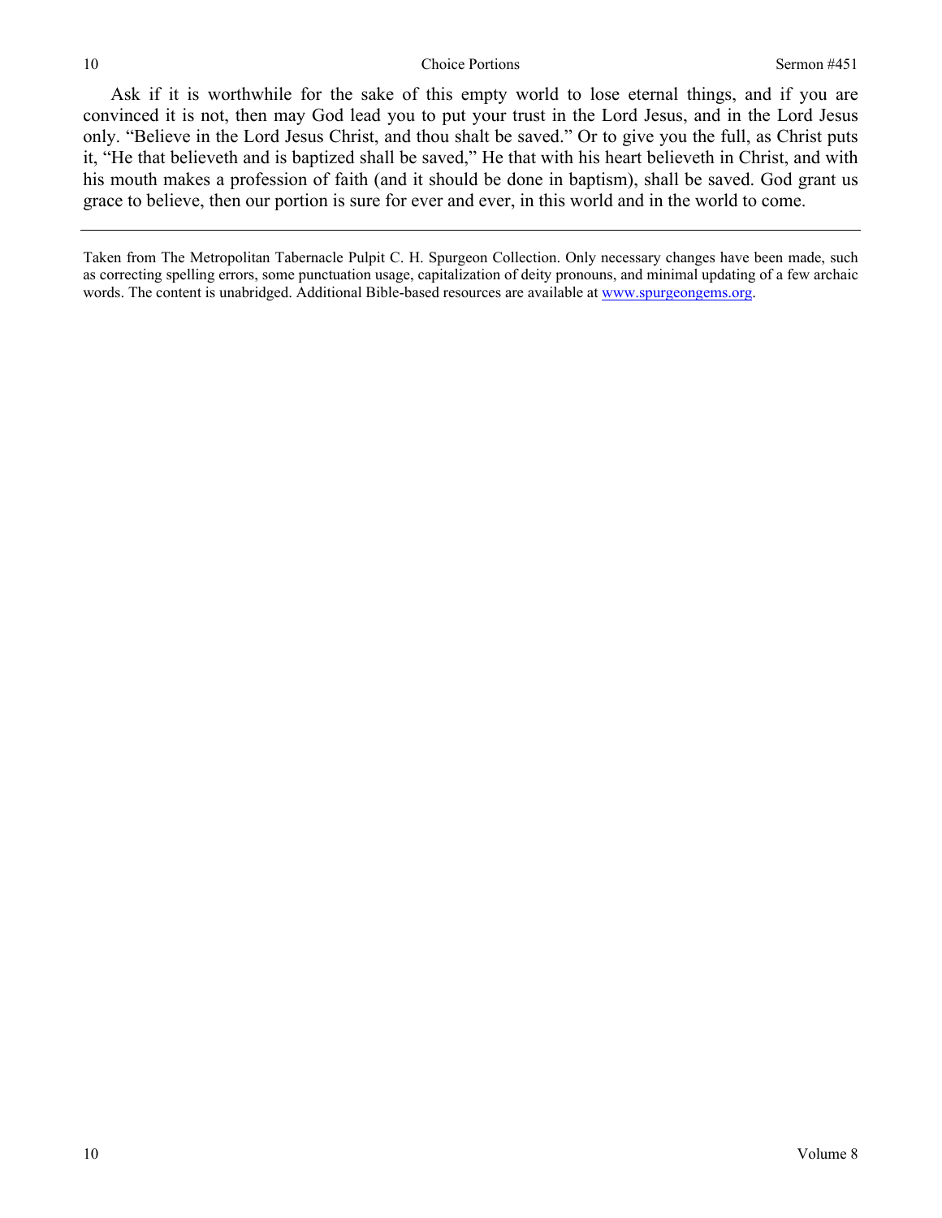Ask if it is worthwhile for the sake of this empty world to lose eternal things, and if you are convinced it is not, then may God lead you to put your trust in the Lord Jesus, and in the Lord Jesus only. "Believe in the Lord Jesus Christ, and thou shalt be saved." Or to give you the full, as Christ puts it, "He that believeth and is baptized shall be saved," He that with his heart believeth in Christ, and with his mouth makes a profession of faith (and it should be done in baptism), shall be saved. God grant us grace to believe, then our portion is sure for ever and ever, in this world and in the world to come.

---

Taken from The Metropolitan Tabernacle Pulpit C. H. Spurgeon Collection. Only necessary changes have been made, such as correcting spelling errors, some punctuation usage, capitalization of deity pronouns, and minimal updating of a few archaic words. The content is unabridged. Additional Bible-based resources are available at www.spurgeongems.org.